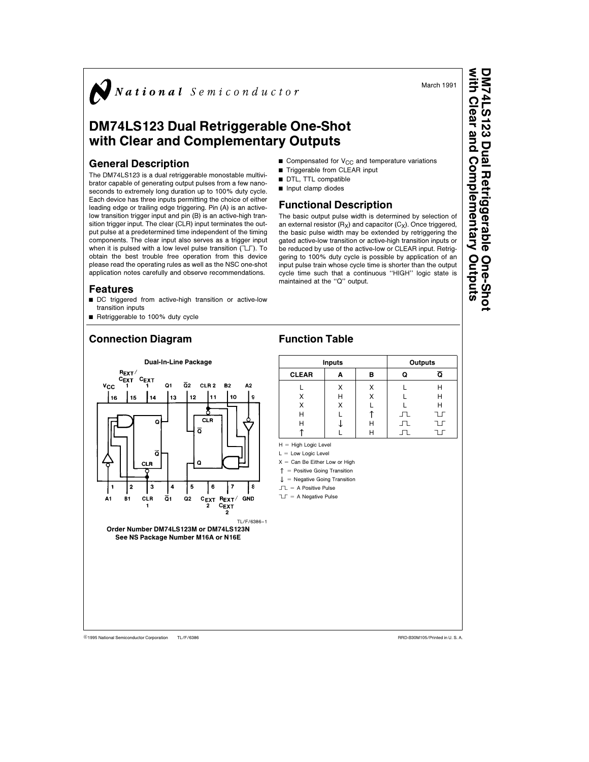March 1991

# DM74LS123 Dual Retriggerable One-Shot with Clear and Complementary Outputs

## General Description

The DM74LS123 is a dual retriggerable monostable multivibrator capable of generating output pulses from a few nanoseconds to extremely long duration up to 100% duty cycle. Each device has three inputs permitting the choice of either leading edge or trailing edge triggering. Pin (A) is an active-low transition trigger input and pin (B) is an active-high transition trigger input. The clear (CLR) input terminates the output pulse at a predetermined time independent of the timing components. The clear input also serves as a trigger input when it is pulsed with a low level pulse transition (⊔⊓). To obtain the best trouble free operation from this device please read the operating rules as well as the NSC one-shot application notes carefully and observe recommendations.

## Features

- DC triggered from active-high transition or active-low transition inputs
- Retriggerable to 100% duty cycle
- Compensated for $V_{CC}$ and temperature variations
- Triggerable from CLEAR input
- DTL, TTL compatible
- Input clamp diodes

## Functional Description

The basic output pulse width is determined by selection of an external resistor ($R_X$) and capacitor ($C_X$). Once triggered, the basic pulse width may be extended by retriggering the gated active-low transition or active-high transition inputs or be reduced by use of the active-low or CLEAR input. Retriggering to 100% duty cycle is possible by application of an input pulse train whose cycle time is shorter than the output cycle time such that a continuous "HIGH" logic state is maintained at the "Q" output.

## Connection Diagram

**Dual-In-Line Package**

Pins: 16 $V_{CC}$, 15 $R_{EXT}$/$C_{EXT}$ 1, 14 $C_{EXT}$ 1, 13 Q1, 12 $\overline{Q}$2, 11 CLR 2, 10 B2, 9 A2; 1 A1, 2 B1, 3 CLR 1, 4 $\overline{Q}$1, 5 Q2, 6 $C_{EXT}$ 2, 7 $R_{EXT}$/$C_{EXT}$ 2, 8 GND

TL/F/6386–1

**Order Number DM74LS123M or DM74LS123N**
**See NS Package Number M16A or N16E**

## Function Table

| Inputs | | | Outputs | |
|---|---|---|---|---|
| CLEAR | A | B | Q | $\overline{Q}$ |
| L | X | X | L | H |
| X | H | X | L | H |
| X | X | L | L | H |
| H | L | ↑ | ⊓ | ⊔ |
| H | ↓ | H | ⊓ | ⊔ |
| ↑ | L | H | ⊓ | ⊔ |

H = High Logic Level

L = Low Logic Level

X = Can Be Either Low or High

↑ = Positive Going Transition

↓ = Negative Going Transition

⊓ = A Positive Pulse

⊔ = A Negative Pulse

©1995 National Semiconductor Corporation TL/F/6386 RRD-B30M105/Printed in U. S. A.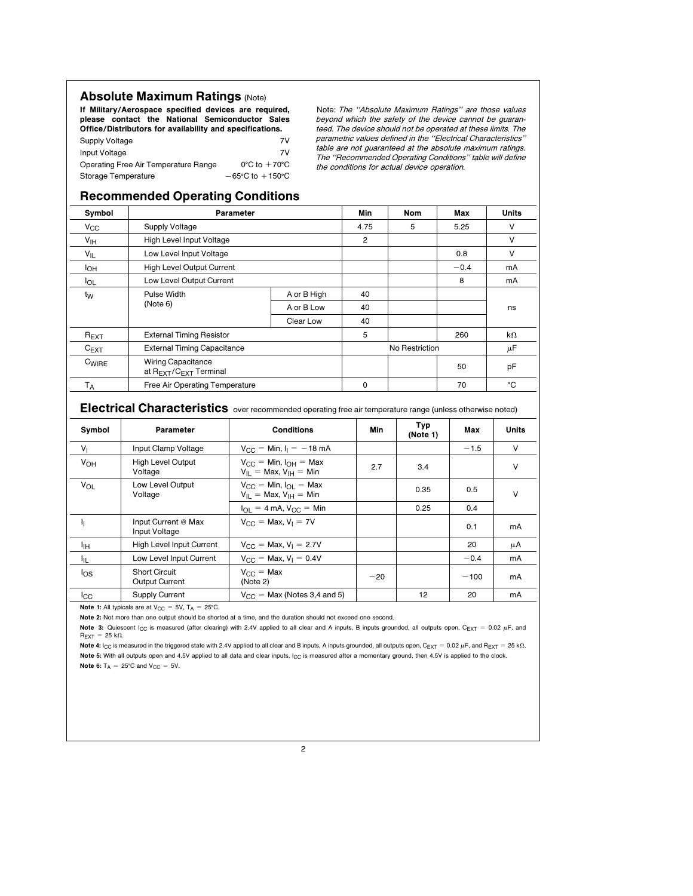## Absolute Maximum Ratings (Note)

**If Military/Aerospace specified devices are required, please contact the National Semiconductor Sales Office/Distributors for availability and specifications.**

| | |
|---|---|
| Supply Voltage | 7V |
| Input Voltage | 7V |
| Operating Free Air Temperature Range | 0°C to +70°C |
| Storage Temperature | −65°C to +150°C |

Note: *The "Absolute Maximum Ratings" are those values beyond which the safety of the device cannot be guaranteed. The device should not be operated at these limits. The parametric values defined in the "Electrical Characteristics" table are not guaranteed at the absolute maximum ratings. The "Recommended Operating Conditions" table will define the conditions for actual device operation.*

## Recommended Operating Conditions

| Symbol | Parameter | | Min | Nom | Max | Units |
|---|---|---|---|---|---|---|
| $V_{CC}$ | Supply Voltage | | 4.75 | 5 | 5.25 | V |
| $V_{IH}$ | High Level Input Voltage | | 2 | | | V |
| $V_{IL}$ | Low Level Input Voltage | | | | 0.8 | V |
| $I_{OH}$ | High Level Output Current | | | | −0.4 | mA |
| $I_{OL}$ | Low Level Output Current | | | | 8 | mA |
| $t_W$ | Pulse Width (Note 6) | A or B High | 40 | | | ns |
| | | A or B Low | 40 | | | |
| | | Clear Low | 40 | | | |
| $R_{EXT}$ | External Timing Resistor | | 5 | | 260 | kΩ |
| $C_{EXT}$ | External Timing Capacitance | | | No Restriction | | μF |
| $C_{WIRE}$ | Wiring Capacitance at $R_{EXT}/C_{EXT}$ Terminal | | | | 50 | pF |
| $T_A$ | Free Air Operating Temperature | | 0 | | 70 | °C |

## Electrical Characteristics over recommended operating free air temperature range (unless otherwise noted)

| Symbol | Parameter | Conditions | Min | Typ (Note 1) | Max | Units |
|---|---|---|---|---|---|---|
| $V_I$ | Input Clamp Voltage | $V_{CC}$ = Min, $I_I$ = −18 mA | | | −1.5 | V |
| $V_{OH}$ | High Level Output Voltage | $V_{CC}$ = Min, $I_{OH}$ = Max, $V_{IL}$ = Max, $V_{IH}$ = Min | 2.7 | 3.4 | | V |
| $V_{OL}$ | Low Level Output Voltage | $V_{CC}$ = Min, $I_{OL}$ = Max, $V_{IL}$ = Max, $V_{IH}$ = Min | | 0.35 | 0.5 | V |
| | | $I_{OL}$ = 4 mA, $V_{CC}$ = Min | | 0.25 | 0.4 | |
| $I_I$ | Input Current @ Max Input Voltage | $V_{CC}$ = Max, $V_I$ = 7V | | | 0.1 | mA |
| $I_{IH}$ | High Level Input Current | $V_{CC}$ = Max, $V_I$ = 2.7V | | | 20 | μA |
| $I_{IL}$ | Low Level Input Current | $V_{CC}$ = Max, $V_I$ = 0.4V | | | −0.4 | mA |
| $I_{OS}$ | Short Circuit Output Current | $V_{CC}$ = Max (Note 2) | −20 | | −100 | mA |
| $I_{CC}$ | Supply Current | $V_{CC}$ = Max (Notes 3,4 and 5) | | 12 | 20 | mA |

**Note 1:** All typicals are at $V_{CC}$ = 5V, $T_A$ = 25°C.

**Note 2:** Not more than one output should be shorted at a time, and the duration should not exceed one second.

**Note 3:** Quiescent $I_{CC}$ is measured (after clearing) with 2.4V applied to all clear and A inputs, B inputs grounded, all outputs open, $C_{EXT}$ = 0.02 μF, and $R_{EXT}$ = 25 kΩ.

**Note 4:** $I_{CC}$ is measured in the triggered state with 2.4V applied to all clear and B inputs, A inputs grounded, all outputs open, $C_{EXT}$ = 0.02 μF, and $R_{EXT}$ = 25 kΩ.

**Note 5:** With all outputs open and 4.5V applied to all data and clear inputs, $I_{CC}$ is measured after a momentary ground, then 4.5V is applied to the clock.

**Note 6:** $T_A$ = 25°C and $V_{CC}$ = 5V.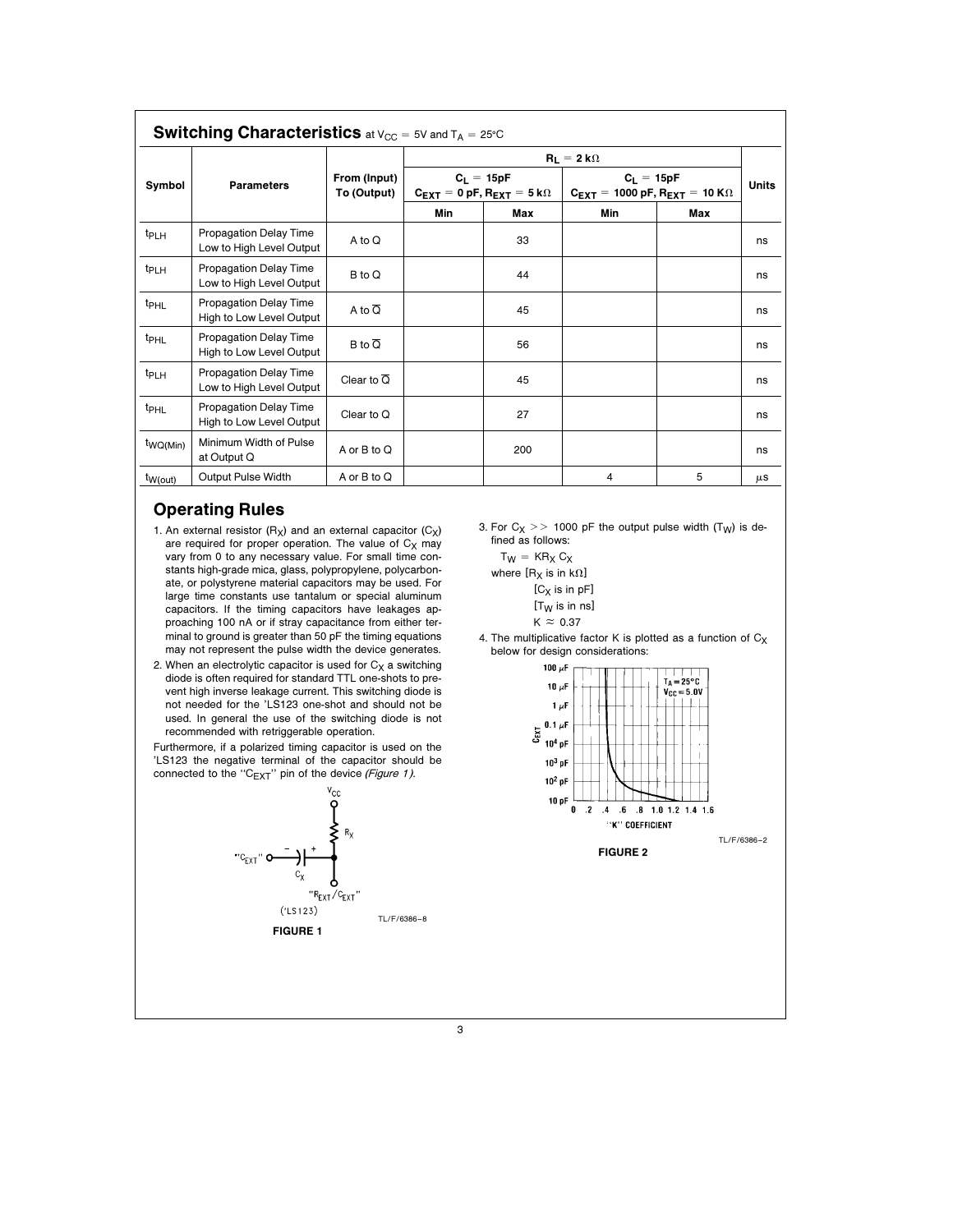## Switching Characteristics at $V_{CC} = 5V$ and $T_A = 25°C$

| Symbol | Parameters | From (Input) To (Output) | $R_L = 2\ k\Omega$ | | | | Units |
|---|---|---|---|---|---|---|---|
| | | | $C_L = 15pF$ $C_{EXT} = 0\ pF$, $R_{EXT} = 5\ k\Omega$ | | $C_L = 15pF$ $C_{EXT} = 1000\ pF$, $R_{EXT} = 10\ K\Omega$ | | |
| | | | Min | Max | Min | Max | |
| $t_{PLH}$ | Propagation Delay Time Low to High Level Output | A to Q | | 33 | | | ns |
| $t_{PLH}$ | Propagation Delay Time Low to High Level Output | B to Q | | 44 | | | ns |
| $t_{PHL}$ | Propagation Delay Time High to Low Level Output | A to $\overline{Q}$ | | 45 | | | ns |
| $t_{PHL}$ | Propagation Delay Time High to Low Level Output | B to $\overline{Q}$ | | 56 | | | ns |
| $t_{PLH}$ | Propagation Delay Time Low to High Level Output | Clear to $\overline{Q}$ | | 45 | | | ns |
| $t_{PHL}$ | Propagation Delay Time High to Low Level Output | Clear to Q | | 27 | | | ns |
| $t_{WQ(Min)}$ | Minimum Width of Pulse at Output Q | A or B to Q | | 200 | | | ns |
| $t_{W(out)}$ | Output Pulse Width | A or B to Q | | | 4 | 5 | μs |

## Operating Rules

1. An external resistor ($R_X$) and an external capacitor ($C_X$) are required for proper operation. The value of $C_X$ may vary from 0 to any necessary value. For small time constants high-grade mica, glass, polypropylene, polycarbonate, or polystyrene material capacitors may be used. For large time constants use tantalum or special aluminum capacitors. If the timing capacitors have leakages approaching 100 nA or if stray capacitance from either terminal to ground is greater than 50 pF the timing equations may not represent the pulse width the device generates.

2. When an electrolytic capacitor is used for $C_X$ a switching diode is often required for standard TTL one-shots to prevent high inverse leakage current. This switching diode is not needed for the 'LS123 one-shot and should not be used. In general the use of the switching diode is not recommended with retriggerable operation.

Furthermore, if a polarized timing capacitor is used on the 'LS123 the negative terminal of the capacitor should be connected to the "$C_{EXT}$" pin of the device *(Figure 1)*.

TL/F/6386–8

**FIGURE 1**

3. For $C_X >> 1000$ pF the output pulse width ($T_W$) is defined as follows:

   $T_W = KR_X C_X$

   where [$R_X$ is in kΩ]

   [$C_X$ is in pF]

   [$T_W$ is in ns]

   $K \approx 0.37$

4. The multiplicative factor K is plotted as a function of $C_X$ below for design considerations:

TL/F/6386–2

**FIGURE 2**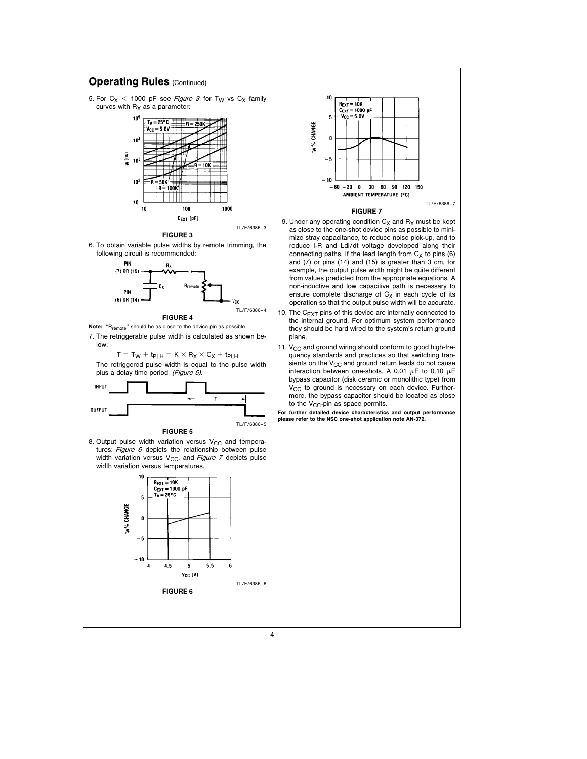## Operating Rules (Continued)

5. For $C_X < 1000$ pF see *Figure 3* for $T_W$ vs $C_X$ family curves with $R_X$ as a parameter:

TL/F/6386–3

**FIGURE 3**

6. To obtain variable pulse widths by remote trimming, the following circuit is recommended:

TL/F/6386–4

**FIGURE 4**

**Note:** "$R_{remote}$" should be as close to the device pin as possible.

7. The retriggerable pulse width is calculated as shown below:

$$T = T_W + t_{PLH} = K \times R_X \times C_X + t_{PLH}$$

The retriggered pulse width is equal to the pulse width plus a delay time period *(Figure 5)*.

TL/F/6386–5

**FIGURE 5**

8. Output pulse width variation versus $V_{CC}$ and temperatures: *Figure 6* depicts the relationship between pulse width variation versus $V_{CC}$, and *Figure 7* depicts pulse width variation versus temperatures.

TL/F/6386–6

**FIGURE 6**

TL/F/6386–7

**FIGURE 7**

9. Under any operating condition $C_X$ and $R_X$ must be kept as close to the one-shot device pins as possible to minimize stray capacitance, to reduce noise pick-up, and to reduce I-R and Ldi/dt voltage developed along their connecting paths. If the lead length from $C_X$ to pins (6) and (7) or pins (14) and (15) is greater than 3 cm, for example, the output pulse width might be quite different from values predicted from the appropriate equations. A non-inductive and low capacitive path is necessary to ensure complete discharge of $C_X$ in each cycle of its operation so that the output pulse width will be accurate.

10. The $C_{EXT}$ pins of this device are internally connected to the internal ground. For optimum system performance they should be hard wired to the system's return ground plane.

11. $V_{CC}$ and ground wiring should conform to good high-frequency standards and practices so that switching transients on the $V_{CC}$ and ground return leads do not cause interaction between one-shots. A 0.01 $\mu$F to 0.10 $\mu$F bypass capacitor (disk ceramic or monolithic type) from $V_{CC}$ to ground is necessary on each device. Furthermore, the bypass capacitor should be located as close to the $V_{CC}$-pin as space permits.

**For further detailed device characteristics and output performance please refer to the NSC one-shot application note AN-372.**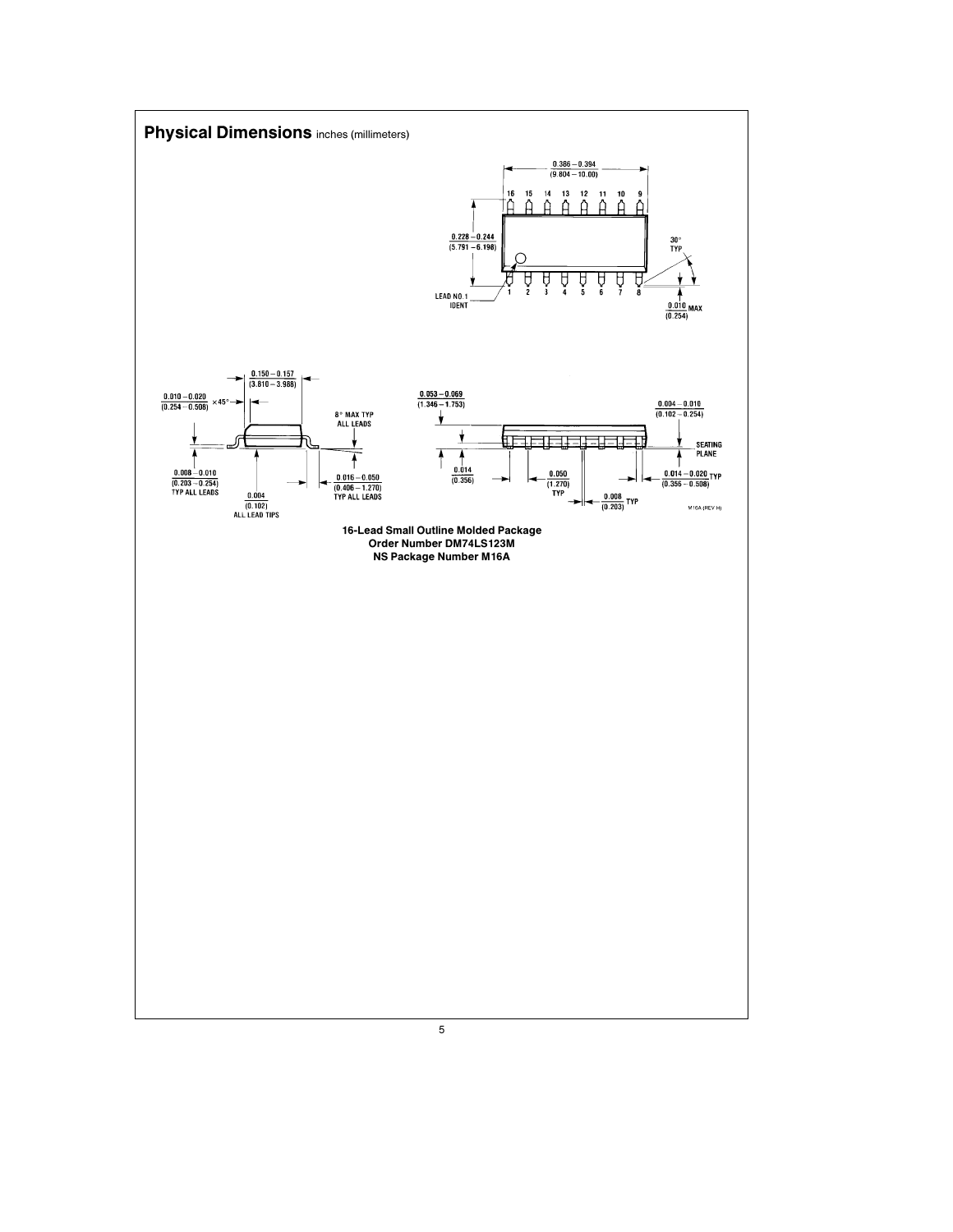## Physical Dimensions inches (millimeters)

**16-Lead Small Outline Molded Package**
**Order Number DM74LS123M**
**NS Package Number M16A**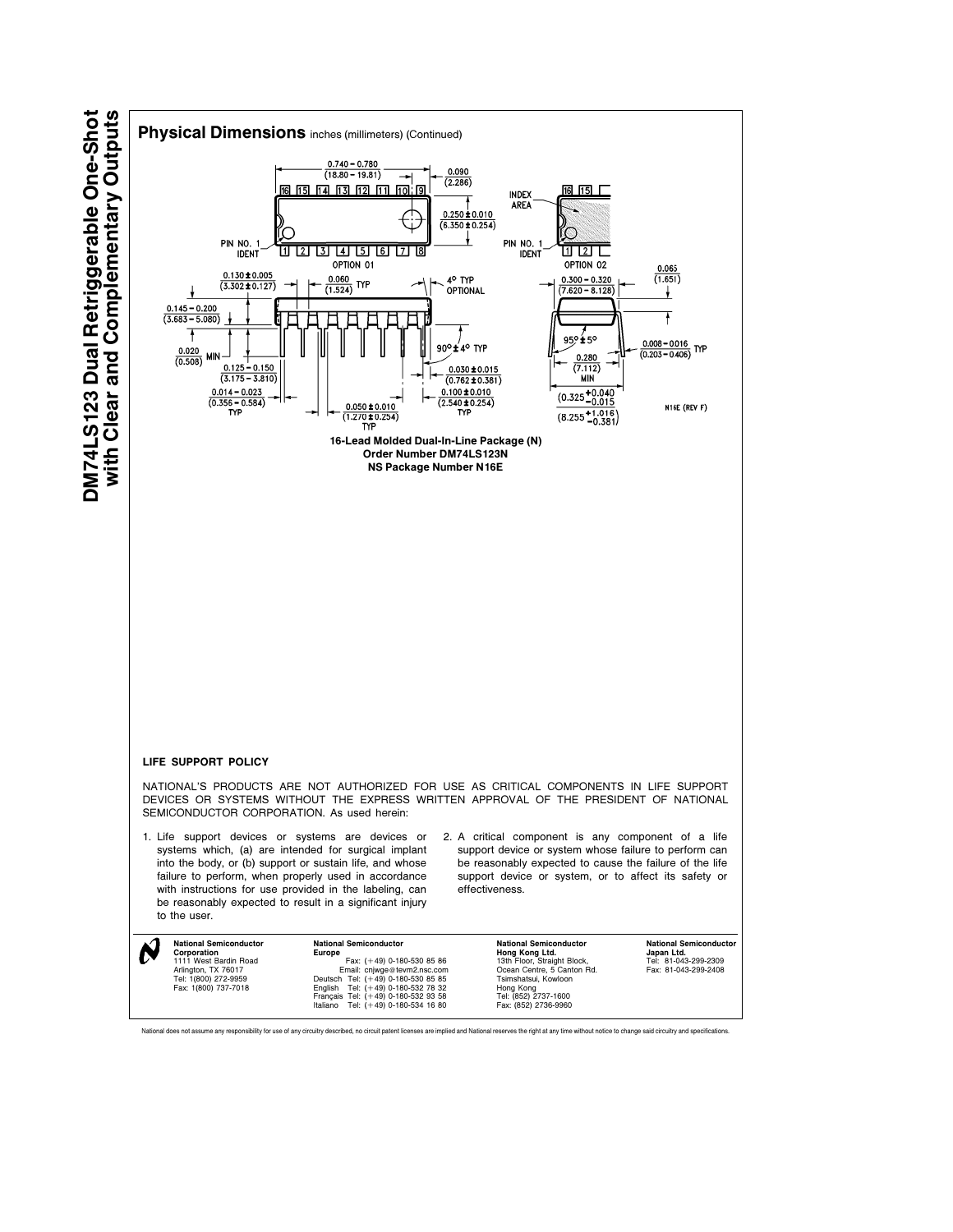## Physical Dimensions inches (millimeters) (Continued)

0.740 – 0.780
(18.80 – 19.81)

0.090
(2.286)

INDEX AREA

0.250 ± 0.010
(6.350 ± 0.254)

PIN NO. 1 IDENT

OPTION 01

OPTION 02

0.130 ± 0.005
(3.302 ± 0.127)

0.060
(1.524) TYP

4° TYP OPTIONAL

0.065
(1.651)

0.300 – 0.320
(7.620 – 8.128)

0.145 – 0.200
(3.683 – 5.080)

0.020
(0.508) MIN

90° ± 4° TYP

95° ± 5°

0.008 – 0.016
(0.203 – 0.406) TYP

0.280
(7.112)
MIN

0.125 – 0.150
(3.175 – 3.810)

0.030 ± 0.015
(0.762 ± 0.381)

0.014 – 0.023
(0.356 – 0.584)
TYP

0.100 ± 0.010
(2.540 ± 0.254)
TYP

0.050 ± 0.010
(1.270 ± 0.254)
TYP

$\left(0.325 {}^{+0.040}_{-0.015}\right)$

$\left(8.255 {}^{+1.016}_{-0.381}\right)$

N16E (REV F)

**16-Lead Molded Dual-In-Line Package (N)**
**Order Number DM74LS123N**
**NS Package Number N16E**

### LIFE SUPPORT POLICY

NATIONAL'S PRODUCTS ARE NOT AUTHORIZED FOR USE AS CRITICAL COMPONENTS IN LIFE SUPPORT DEVICES OR SYSTEMS WITHOUT THE EXPRESS WRITTEN APPROVAL OF THE PRESIDENT OF NATIONAL SEMICONDUCTOR CORPORATION. As used herein:

1. Life support devices or systems are devices or systems which, (a) are intended for surgical implant into the body, or (b) support or sustain life, and whose failure to perform, when properly used in accordance with instructions for use provided in the labeling, can be reasonably expected to result in a significant injury to the user.
2. A critical component is any component of a life support device or system whose failure to perform can be reasonably expected to cause the failure of the life support device or system, or to affect its safety or effectiveness.

**National Semiconductor Corporation**
1111 West Bardin Road
Arlington, TX 76017
Tel: 1(800) 272-9959
Fax: 1(800) 737-7018

**National Semiconductor Europe**
Fax: (+49) 0-180-530 85 86
Email: cnjwge@tevm2.nsc.com
Deutsch Tel: (+49) 0-180-530 85 85
English Tel: (+49) 0-180-532 78 32
Français Tel: (+49) 0-180-532 93 58
Italiano Tel: (+49) 0-180-534 16 80

**National Semiconductor Hong Kong Ltd.**
13th Floor, Straight Block,
Ocean Centre, 5 Canton Rd.
Tsimshatsui, Kowloon
Hong Kong
Tel: (852) 2737-1600
Fax: (852) 2736-9960

**National Semiconductor Japan Ltd.**
Tel: 81-043-299-2309
Fax: 81-043-299-2408

National does not assume any responsibility for use of any circuitry described, no circuit patent licenses are implied and National reserves the right at any time without notice to change said circuitry and specifications.